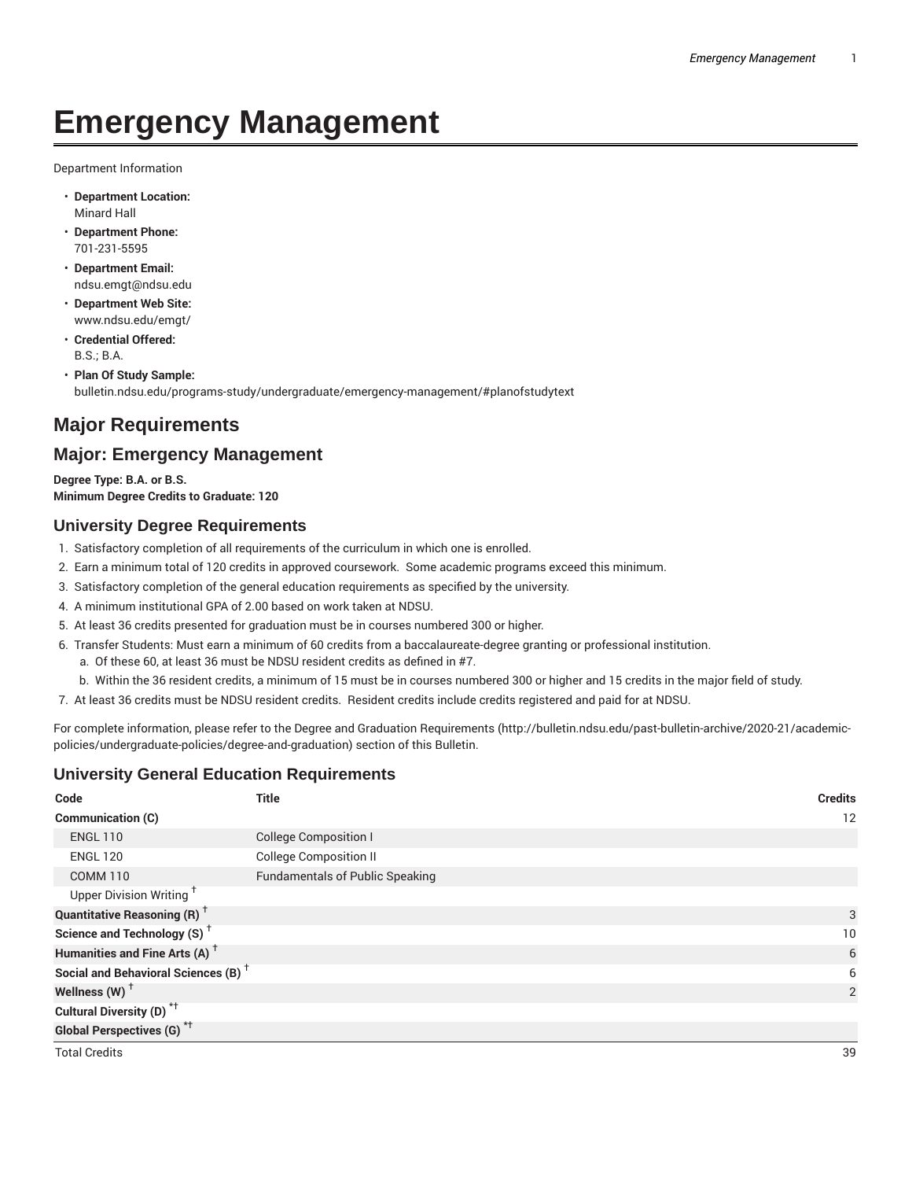# Emergency Management

Department Information

- **Department Location:**
  Minard Hall
- **Department Phone:**
  701-231-5595
- **Department Email:**
  ndsu.emgt@ndsu.edu
- **Department Web Site:**
  www.ndsu.edu/emgt/
- **Credential Offered:**
  B.S.; B.A.
- **Plan Of Study Sample:**
  bulletin.ndsu.edu/programs-study/undergraduate/emergency-management/#planofstudytext

## Major Requirements

## Major: Emergency Management

**Degree Type: B.A. or B.S.**
**Minimum Degree Credits to Graduate: 120**

### University Degree Requirements

1. Satisfactory completion of all requirements of the curriculum in which one is enrolled.
2. Earn a minimum total of 120 credits in approved coursework. Some academic programs exceed this minimum.
3. Satisfactory completion of the general education requirements as specified by the university.
4. A minimum institutional GPA of 2.00 based on work taken at NDSU.
5. At least 36 credits presented for graduation must be in courses numbered 300 or higher.
6. Transfer Students: Must earn a minimum of 60 credits from a baccalaureate-degree granting or professional institution.
   a. Of these 60, at least 36 must be NDSU resident credits as defined in #7.
   b. Within the 36 resident credits, a minimum of 15 must be in courses numbered 300 or higher and 15 credits in the major field of study.
7. At least 36 credits must be NDSU resident credits. Resident credits include credits registered and paid for at NDSU.

For complete information, please refer to the Degree and Graduation Requirements (http://bulletin.ndsu.edu/past-bulletin-archive/2020-21/academic-policies/undergraduate-policies/degree-and-graduation) section of this Bulletin.

### University General Education Requirements

| Code | Title | Credits |
|---|---|---|
| **Communication (C)** | | 12 |
| ENGL 110 | College Composition I | |
| ENGL 120 | College Composition II | |
| COMM 110 | Fundamentals of Public Speaking | |
| Upper Division Writing † | | |
| **Quantitative Reasoning (R) †** | | 3 |
| **Science and Technology (S) †** | | 10 |
| **Humanities and Fine Arts (A) †** | | 6 |
| **Social and Behavioral Sciences (B) †** | | 6 |
| **Wellness (W) †** | | 2 |
| **Cultural Diversity (D) *†** | | |
| **Global Perspectives (G) *†** | | |
| Total Credits | | 39 |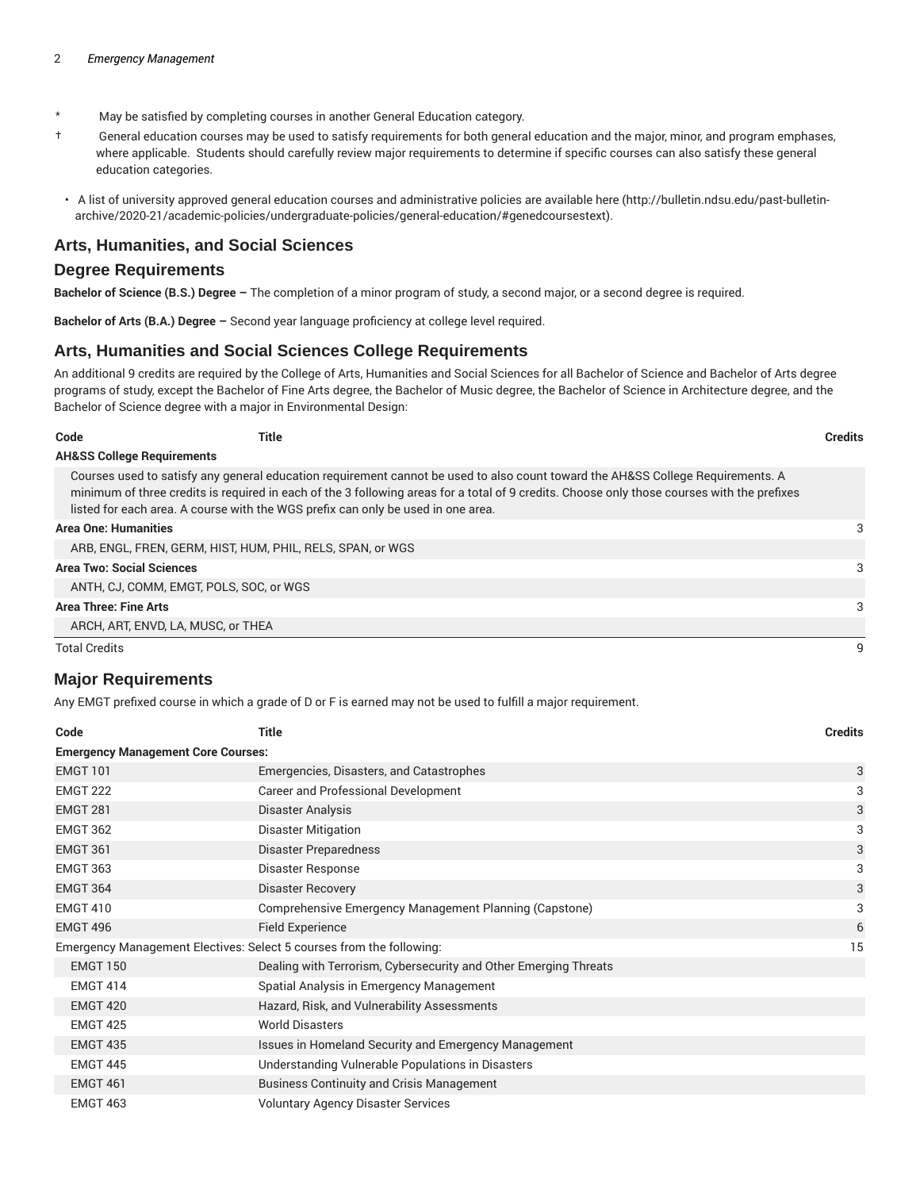\* May be satisfied by completing courses in another General Education category.

† General education courses may be used to satisfy requirements for both general education and the major, minor, and program emphases, where applicable. Students should carefully review major requirements to determine if specific courses can also satisfy these general education categories.

- A list of university approved general education courses and administrative policies are available here (http://bulletin.ndsu.edu/past-bulletin-archive/2020-21/academic-policies/undergraduate-policies/general-education/#genedcoursestext).

## Arts, Humanities, and Social Sciences

## Degree Requirements

**Bachelor of Science (B.S.) Degree –** The completion of a minor program of study, a second major, or a second degree is required.

**Bachelor of Arts (B.A.) Degree –** Second year language proficiency at college level required.

## Arts, Humanities and Social Sciences College Requirements

An additional 9 credits are required by the College of Arts, Humanities and Social Sciences for all Bachelor of Science and Bachelor of Arts degree programs of study, except the Bachelor of Fine Arts degree, the Bachelor of Music degree, the Bachelor of Science in Architecture degree, and the Bachelor of Science degree with a major in Environmental Design:

| Code | Title | Credits |
|---|---|---|
| **AH&SS College Requirements** | | |
| Courses used to satisfy any general education requirement cannot be used to also count toward the AH&SS College Requirements. A minimum of three credits is required in each of the 3 following areas for a total of 9 credits. Choose only those courses with the prefixes listed for each area. A course with the WGS prefix can only be used in one area. | | |
| **Area One: Humanities** | | 3 |
| ARB, ENGL, FREN, GERM, HIST, HUM, PHIL, RELS, SPAN, or WGS | | |
| **Area Two: Social Sciences** | | 3 |
| ANTH, CJ, COMM, EMGT, POLS, SOC, or WGS | | |
| **Area Three: Fine Arts** | | 3 |
| ARCH, ART, ENVD, LA, MUSC, or THEA | | |
| Total Credits | | 9 |

## Major Requirements

Any EMGT prefixed course in which a grade of D or F is earned may not be used to fulfill a major requirement.

| Code | Title | Credits |
|---|---|---|
| **Emergency Management Core Courses:** | | |
| EMGT 101 | Emergencies, Disasters, and Catastrophes | 3 |
| EMGT 222 | Career and Professional Development | 3 |
| EMGT 281 | Disaster Analysis | 3 |
| EMGT 362 | Disaster Mitigation | 3 |
| EMGT 361 | Disaster Preparedness | 3 |
| EMGT 363 | Disaster Response | 3 |
| EMGT 364 | Disaster Recovery | 3 |
| EMGT 410 | Comprehensive Emergency Management Planning (Capstone) | 3 |
| EMGT 496 | Field Experience | 6 |
| Emergency Management Electives: Select 5 courses from the following: | | 15 |
| EMGT 150 | Dealing with Terrorism, Cybersecurity and Other Emerging Threats | |
| EMGT 414 | Spatial Analysis in Emergency Management | |
| EMGT 420 | Hazard, Risk, and Vulnerability Assessments | |
| EMGT 425 | World Disasters | |
| EMGT 435 | Issues in Homeland Security and Emergency Management | |
| EMGT 445 | Understanding Vulnerable Populations in Disasters | |
| EMGT 461 | Business Continuity and Crisis Management | |
| EMGT 463 | Voluntary Agency Disaster Services | |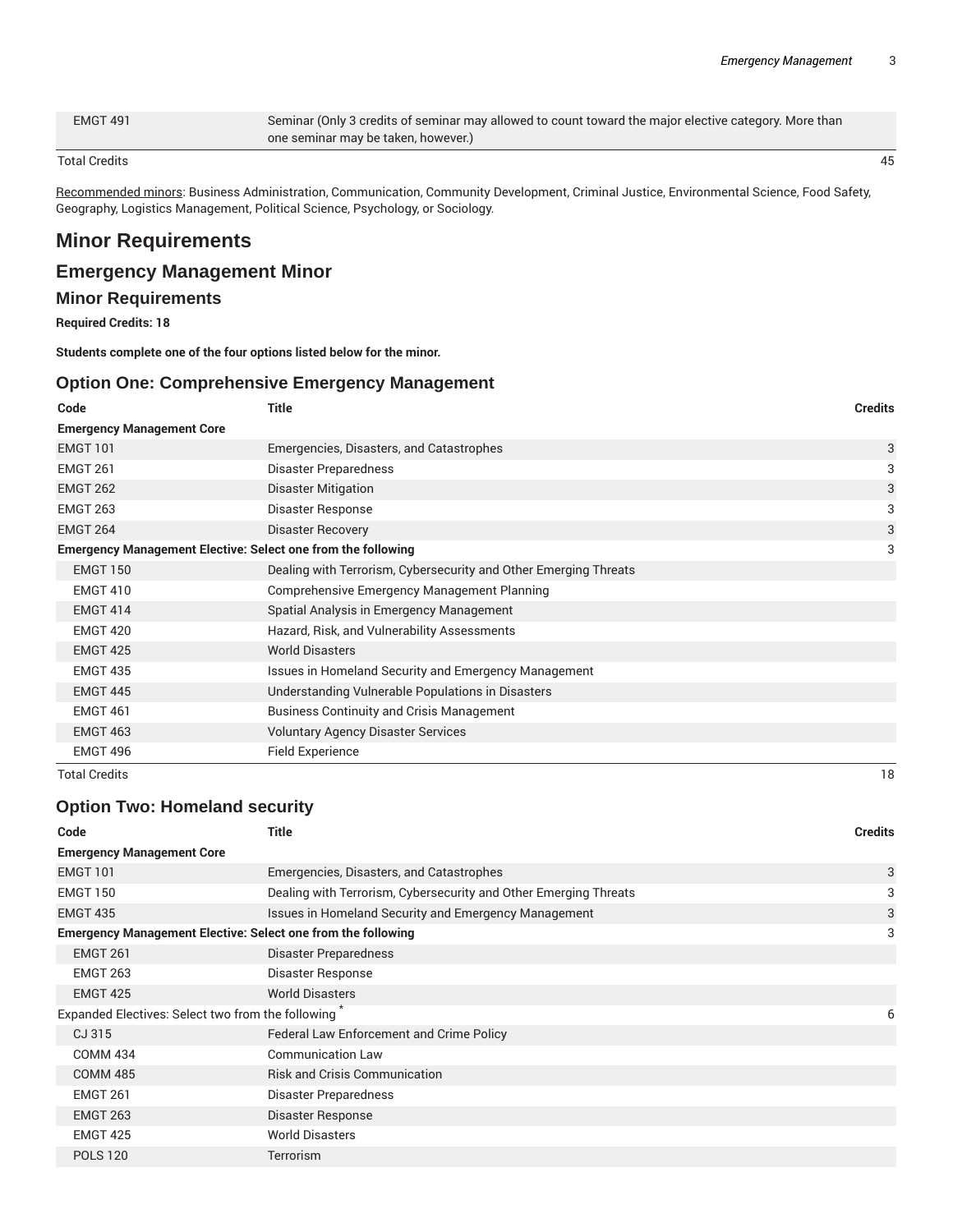| Code | Title | Credits |
| --- | --- | --- |
| EMGT 491 | Seminar (Only 3 credits of seminar may allowed to count toward the major elective category. More than one seminar may be taken, however.) | |
| Total Credits | | 45 |

Recommended minors: Business Administration, Communication, Community Development, Criminal Justice, Environmental Science, Food Safety, Geography, Logistics Management, Political Science, Psychology, or Sociology.

## Minor Requirements

## Emergency Management Minor

### Minor Requirements

**Required Credits: 18**

**Students complete one of the four options listed below for the minor.**

### Option One: Comprehensive Emergency Management

| Code | Title | Credits |
| --- | --- | --- |
| **Emergency Management Core** | | |
| EMGT 101 | Emergencies, Disasters, and Catastrophes | 3 |
| EMGT 261 | Disaster Preparedness | 3 |
| EMGT 262 | Disaster Mitigation | 3 |
| EMGT 263 | Disaster Response | 3 |
| EMGT 264 | Disaster Recovery | 3 |
| **Emergency Management Elective: Select one from the following** | | 3 |
| EMGT 150 | Dealing with Terrorism, Cybersecurity and Other Emerging Threats | |
| EMGT 410 | Comprehensive Emergency Management Planning | |
| EMGT 414 | Spatial Analysis in Emergency Management | |
| EMGT 420 | Hazard, Risk, and Vulnerability Assessments | |
| EMGT 425 | World Disasters | |
| EMGT 435 | Issues in Homeland Security and Emergency Management | |
| EMGT 445 | Understanding Vulnerable Populations in Disasters | |
| EMGT 461 | Business Continuity and Crisis Management | |
| EMGT 463 | Voluntary Agency Disaster Services | |
| EMGT 496 | Field Experience | |
| Total Credits | | 18 |

### Option Two: Homeland security

| Code | Title | Credits |
| --- | --- | --- |
| **Emergency Management Core** | | |
| EMGT 101 | Emergencies, Disasters, and Catastrophes | 3 |
| EMGT 150 | Dealing with Terrorism, Cybersecurity and Other Emerging Threats | 3 |
| EMGT 435 | Issues in Homeland Security and Emergency Management | 3 |
| **Emergency Management Elective: Select one from the following** | | 3 |
| EMGT 261 | Disaster Preparedness | |
| EMGT 263 | Disaster Response | |
| EMGT 425 | World Disasters | |
| Expanded Electives: Select two from the following * | | 6 |
| CJ 315 | Federal Law Enforcement and Crime Policy | |
| COMM 434 | Communication Law | |
| COMM 485 | Risk and Crisis Communication | |
| EMGT 261 | Disaster Preparedness | |
| EMGT 263 | Disaster Response | |
| EMGT 425 | World Disasters | |
| POLS 120 | Terrorism | |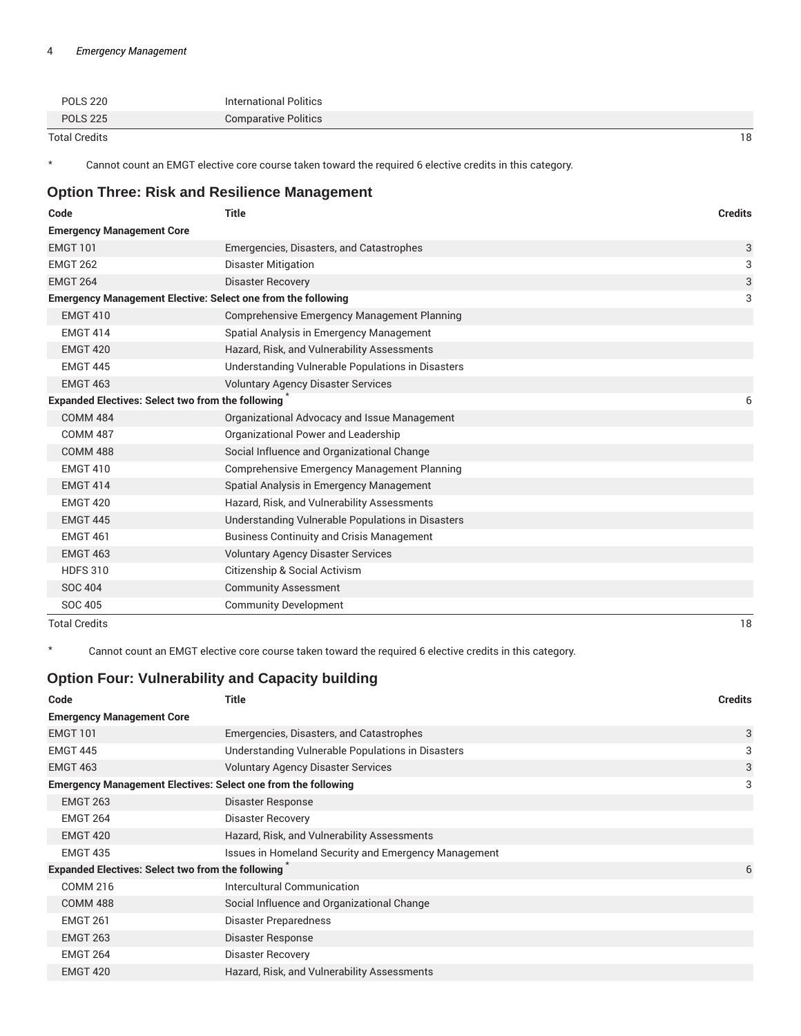| Code | Title | Credits |
| --- | --- | --- |
| POLS 220 | International Politics | |
| POLS 225 | Comparative Politics | |
| Total Credits | | 18 |

* Cannot count an EMGT elective core course taken toward the required 6 elective credits in this category.

## Option Three: Risk and Resilience Management

| Code | Title | Credits |
| --- | --- | --- |
| **Emergency Management Core** | | |
| EMGT 101 | Emergencies, Disasters, and Catastrophes | 3 |
| EMGT 262 | Disaster Mitigation | 3 |
| EMGT 264 | Disaster Recovery | 3 |
| **Emergency Management Elective: Select one from the following** | | 3 |
| EMGT 410 | Comprehensive Emergency Management Planning | |
| EMGT 414 | Spatial Analysis in Emergency Management | |
| EMGT 420 | Hazard, Risk, and Vulnerability Assessments | |
| EMGT 445 | Understanding Vulnerable Populations in Disasters | |
| EMGT 463 | Voluntary Agency Disaster Services | |
| **Expanded Electives: Select two from the following** * | | 6 |
| COMM 484 | Organizational Advocacy and Issue Management | |
| COMM 487 | Organizational Power and Leadership | |
| COMM 488 | Social Influence and Organizational Change | |
| EMGT 410 | Comprehensive Emergency Management Planning | |
| EMGT 414 | Spatial Analysis in Emergency Management | |
| EMGT 420 | Hazard, Risk, and Vulnerability Assessments | |
| EMGT 445 | Understanding Vulnerable Populations in Disasters | |
| EMGT 461 | Business Continuity and Crisis Management | |
| EMGT 463 | Voluntary Agency Disaster Services | |
| HDFS 310 | Citizenship & Social Activism | |
| SOC 404 | Community Assessment | |
| SOC 405 | Community Development | |
| Total Credits | | 18 |

* Cannot count an EMGT elective core course taken toward the required 6 elective credits in this category.

## Option Four: Vulnerability and Capacity building

| Code | Title | Credits |
| --- | --- | --- |
| **Emergency Management Core** | | |
| EMGT 101 | Emergencies, Disasters, and Catastrophes | 3 |
| EMGT 445 | Understanding Vulnerable Populations in Disasters | 3 |
| EMGT 463 | Voluntary Agency Disaster Services | 3 |
| **Emergency Management Electives: Select one from the following** | | 3 |
| EMGT 263 | Disaster Response | |
| EMGT 264 | Disaster Recovery | |
| EMGT 420 | Hazard, Risk, and Vulnerability Assessments | |
| EMGT 435 | Issues in Homeland Security and Emergency Management | |
| **Expanded Electives: Select two from the following** * | | 6 |
| COMM 216 | Intercultural Communication | |
| COMM 488 | Social Influence and Organizational Change | |
| EMGT 261 | Disaster Preparedness | |
| EMGT 263 | Disaster Response | |
| EMGT 264 | Disaster Recovery | |
| EMGT 420 | Hazard, Risk, and Vulnerability Assessments | |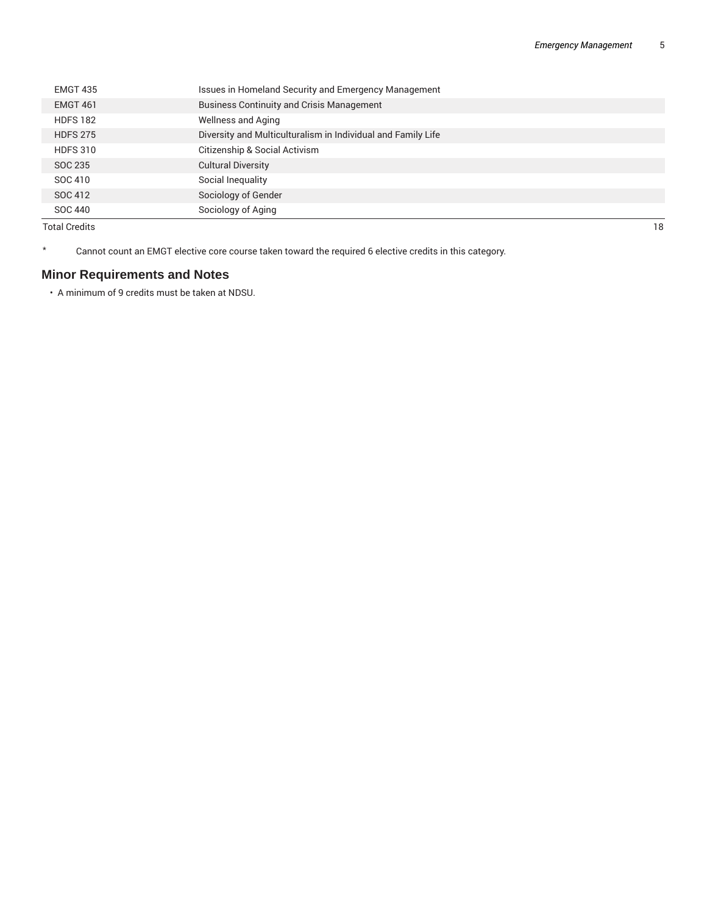| | | |
|---|---|---|
| EMGT 435 | Issues in Homeland Security and Emergency Management | |
| EMGT 461 | Business Continuity and Crisis Management | |
| HDFS 182 | Wellness and Aging | |
| HDFS 275 | Diversity and Multiculturalism in Individual and Family Life | |
| HDFS 310 | Citizenship & Social Activism | |
| SOC 235 | Cultural Diversity | |
| SOC 410 | Social Inequality | |
| SOC 412 | Sociology of Gender | |
| SOC 440 | Sociology of Aging | |
| Total Credits | | 18 |

\* Cannot count an EMGT elective core course taken toward the required 6 elective credits in this category.

## Minor Requirements and Notes

- A minimum of 9 credits must be taken at NDSU.